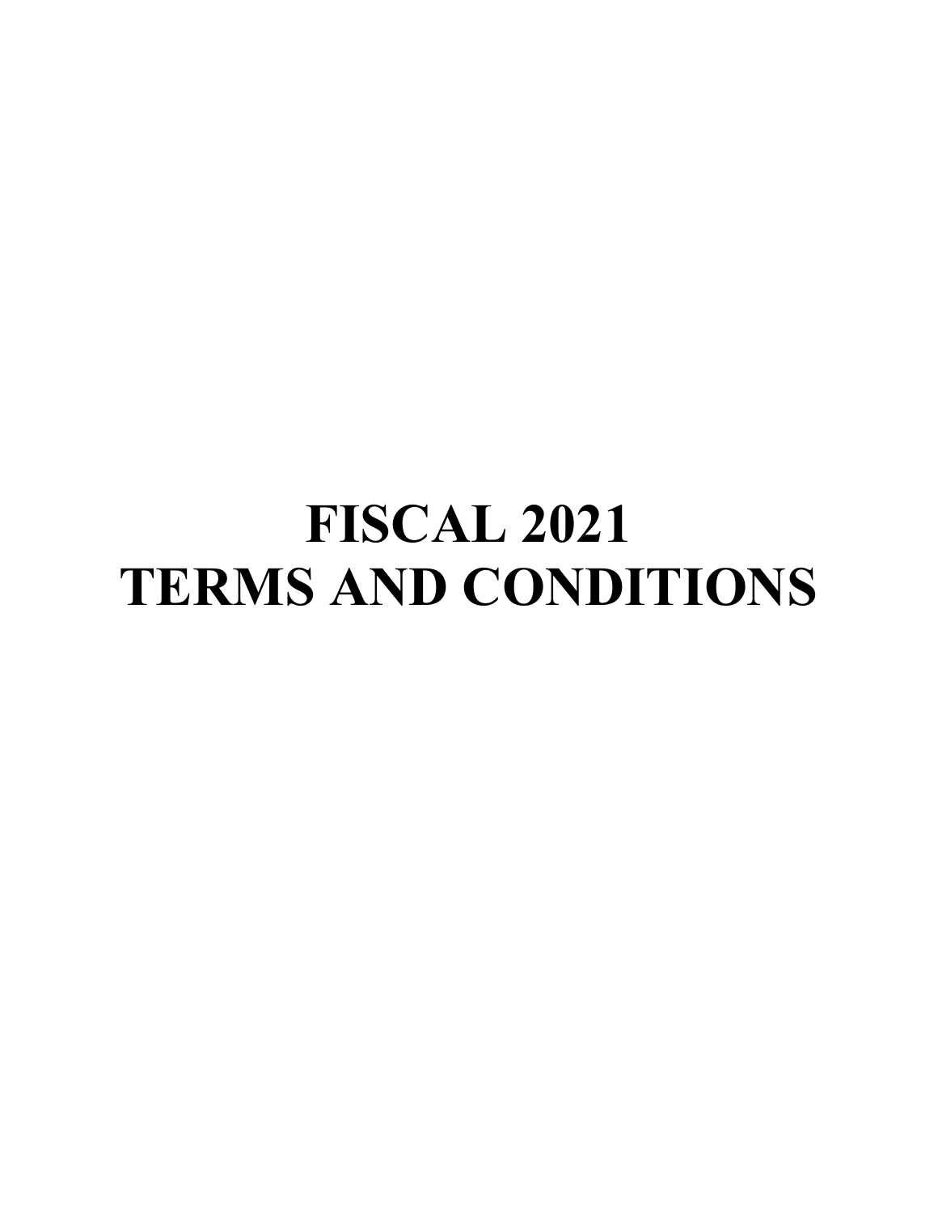# FISCAL 2021
# TERMS AND CONDITIONS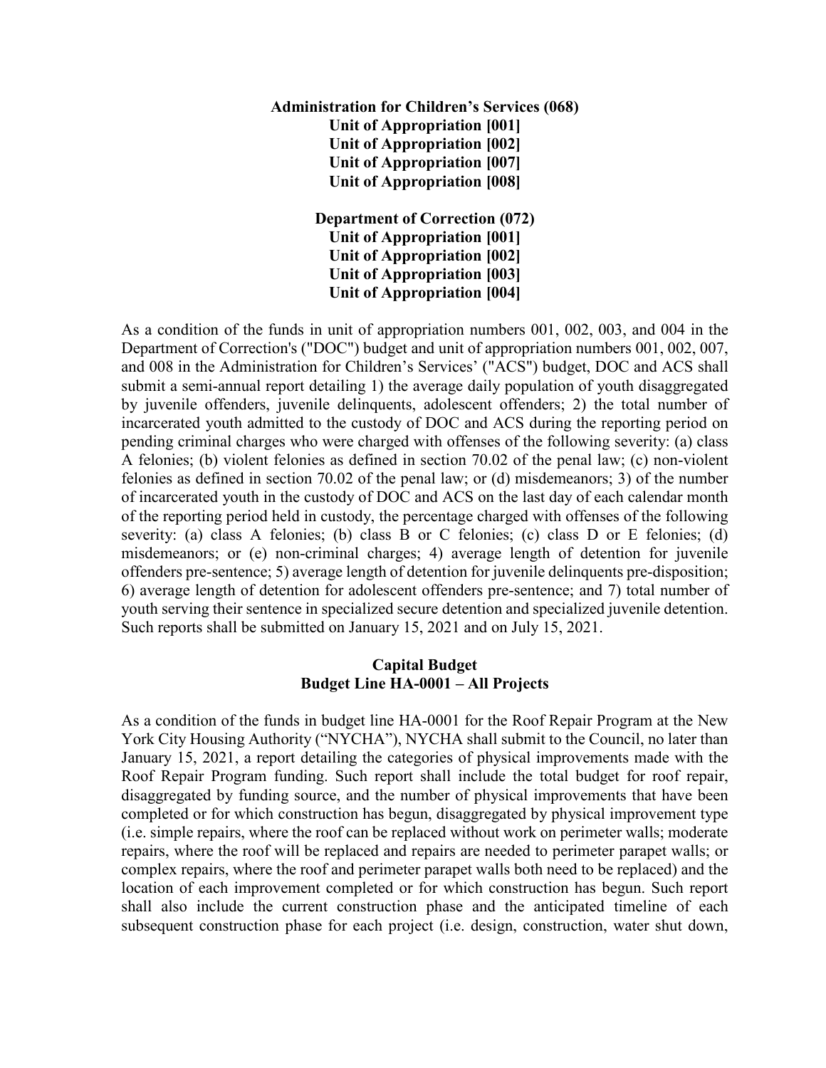**Administration for Children's Services (068)**
**Unit of Appropriation [001]**
**Unit of Appropriation [002]**
**Unit of Appropriation [007]**
**Unit of Appropriation [008]**

**Department of Correction (072)**
**Unit of Appropriation [001]**
**Unit of Appropriation [002]**
**Unit of Appropriation [003]**
**Unit of Appropriation [004]**

As a condition of the funds in unit of appropriation numbers 001, 002, 003, and 004 in the Department of Correction's ("DOC") budget and unit of appropriation numbers 001, 002, 007, and 008 in the Administration for Children's Services' ("ACS") budget, DOC and ACS shall submit a semi-annual report detailing 1) the average daily population of youth disaggregated by juvenile offenders, juvenile delinquents, adolescent offenders; 2) the total number of incarcerated youth admitted to the custody of DOC and ACS during the reporting period on pending criminal charges who were charged with offenses of the following severity: (a) class A felonies; (b) violent felonies as defined in section 70.02 of the penal law; (c) non-violent felonies as defined in section 70.02 of the penal law; or (d) misdemeanors; 3) of the number of incarcerated youth in the custody of DOC and ACS on the last day of each calendar month of the reporting period held in custody, the percentage charged with offenses of the following severity: (a) class A felonies; (b) class B or C felonies; (c) class D or E felonies; (d) misdemeanors; or (e) non-criminal charges; 4) average length of detention for juvenile offenders pre-sentence; 5) average length of detention for juvenile delinquents pre-disposition; 6) average length of detention for adolescent offenders pre-sentence; and 7) total number of youth serving their sentence in specialized secure detention and specialized juvenile detention. Such reports shall be submitted on January 15, 2021 and on July 15, 2021.

**Capital Budget**
**Budget Line HA-0001 – All Projects**

As a condition of the funds in budget line HA-0001 for the Roof Repair Program at the New York City Housing Authority ("NYCHA"), NYCHA shall submit to the Council, no later than January 15, 2021, a report detailing the categories of physical improvements made with the Roof Repair Program funding. Such report shall include the total budget for roof repair, disaggregated by funding source, and the number of physical improvements that have been completed or for which construction has begun, disaggregated by physical improvement type (i.e. simple repairs, where the roof can be replaced without work on perimeter walls; moderate repairs, where the roof will be replaced and repairs are needed to perimeter parapet walls; or complex repairs, where the roof and perimeter parapet walls both need to be replaced) and the location of each improvement completed or for which construction has begun. Such report shall also include the current construction phase and the anticipated timeline of each subsequent construction phase for each project (i.e. design, construction, water shut down,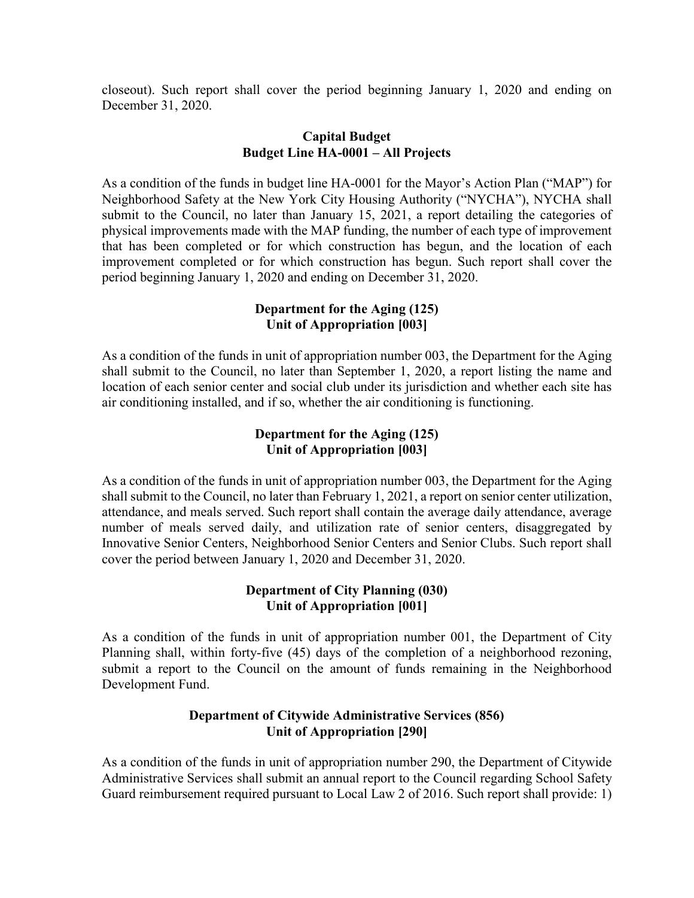closeout). Such report shall cover the period beginning January 1, 2020 and ending on December 31, 2020.

**Capital Budget**
**Budget Line HA-0001 – All Projects**

As a condition of the funds in budget line HA-0001 for the Mayor's Action Plan ("MAP") for Neighborhood Safety at the New York City Housing Authority ("NYCHA"), NYCHA shall submit to the Council, no later than January 15, 2021, a report detailing the categories of physical improvements made with the MAP funding, the number of each type of improvement that has been completed or for which construction has begun, and the location of each improvement completed or for which construction has begun. Such report shall cover the period beginning January 1, 2020 and ending on December 31, 2020.

**Department for the Aging (125)**
**Unit of Appropriation [003]**

As a condition of the funds in unit of appropriation number 003, the Department for the Aging shall submit to the Council, no later than September 1, 2020, a report listing the name and location of each senior center and social club under its jurisdiction and whether each site has air conditioning installed, and if so, whether the air conditioning is functioning.

**Department for the Aging (125)**
**Unit of Appropriation [003]**

As a condition of the funds in unit of appropriation number 003, the Department for the Aging shall submit to the Council, no later than February 1, 2021, a report on senior center utilization, attendance, and meals served. Such report shall contain the average daily attendance, average number of meals served daily, and utilization rate of senior centers, disaggregated by Innovative Senior Centers, Neighborhood Senior Centers and Senior Clubs. Such report shall cover the period between January 1, 2020 and December 31, 2020.

**Department of City Planning (030)**
**Unit of Appropriation [001]**

As a condition of the funds in unit of appropriation number 001, the Department of City Planning shall, within forty-five (45) days of the completion of a neighborhood rezoning, submit a report to the Council on the amount of funds remaining in the Neighborhood Development Fund.

**Department of Citywide Administrative Services (856)**
**Unit of Appropriation [290]**

As a condition of the funds in unit of appropriation number 290, the Department of Citywide Administrative Services shall submit an annual report to the Council regarding School Safety Guard reimbursement required pursuant to Local Law 2 of 2016. Such report shall provide: 1)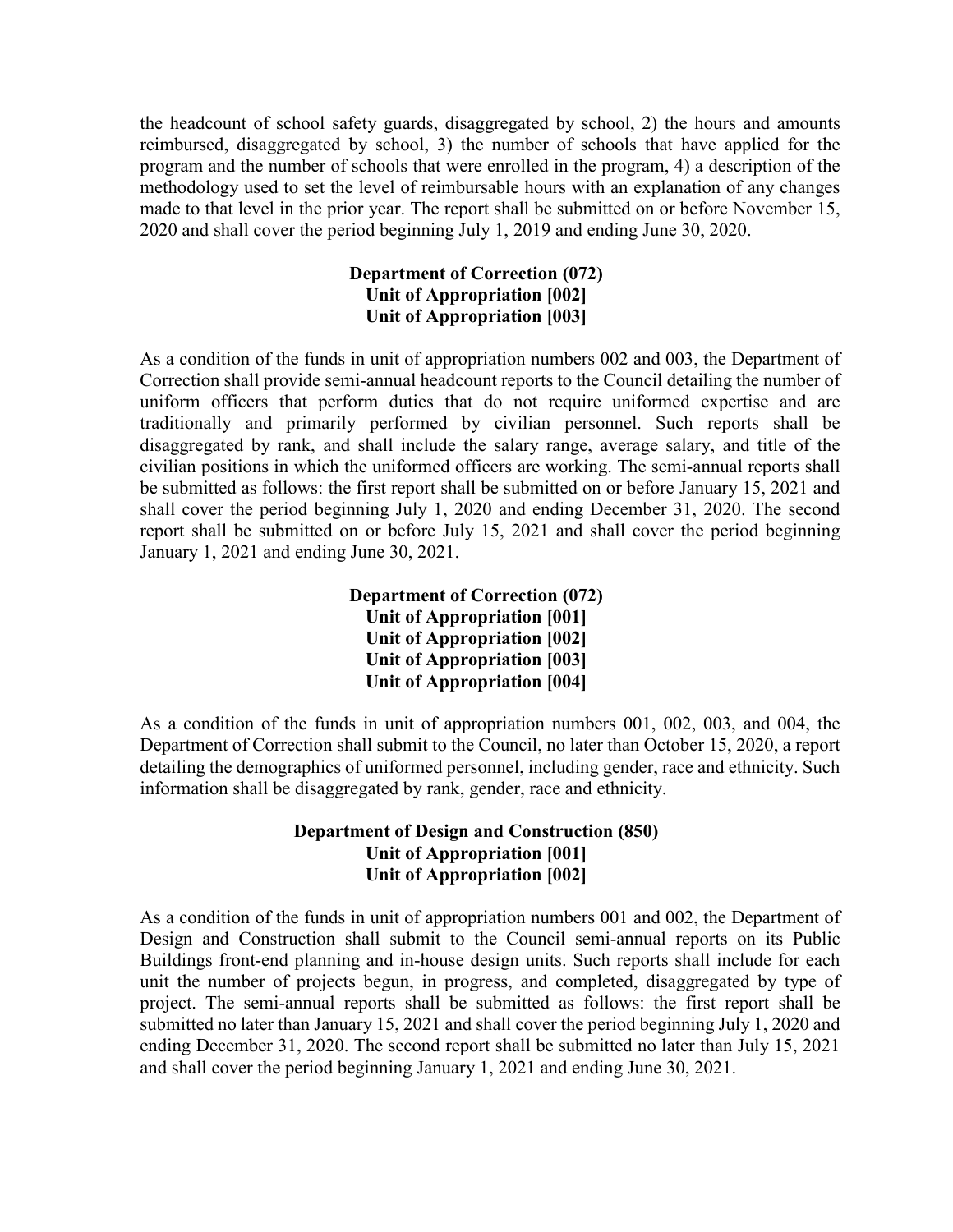the headcount of school safety guards, disaggregated by school, 2) the hours and amounts reimbursed, disaggregated by school, 3) the number of schools that have applied for the program and the number of schools that were enrolled in the program, 4) a description of the methodology used to set the level of reimbursable hours with an explanation of any changes made to that level in the prior year. The report shall be submitted on or before November 15, 2020 and shall cover the period beginning July 1, 2019 and ending June 30, 2020.

**Department of Correction (072)**
**Unit of Appropriation [002]**
**Unit of Appropriation [003]**

As a condition of the funds in unit of appropriation numbers 002 and 003, the Department of Correction shall provide semi-annual headcount reports to the Council detailing the number of uniform officers that perform duties that do not require uniformed expertise and are traditionally and primarily performed by civilian personnel. Such reports shall be disaggregated by rank, and shall include the salary range, average salary, and title of the civilian positions in which the uniformed officers are working. The semi-annual reports shall be submitted as follows: the first report shall be submitted on or before January 15, 2021 and shall cover the period beginning July 1, 2020 and ending December 31, 2020. The second report shall be submitted on or before July 15, 2021 and shall cover the period beginning January 1, 2021 and ending June 30, 2021.

**Department of Correction (072)**
**Unit of Appropriation [001]**
**Unit of Appropriation [002]**
**Unit of Appropriation [003]**
**Unit of Appropriation [004]**

As a condition of the funds in unit of appropriation numbers 001, 002, 003, and 004, the Department of Correction shall submit to the Council, no later than October 15, 2020, a report detailing the demographics of uniformed personnel, including gender, race and ethnicity. Such information shall be disaggregated by rank, gender, race and ethnicity.

**Department of Design and Construction (850)**
**Unit of Appropriation [001]**
**Unit of Appropriation [002]**

As a condition of the funds in unit of appropriation numbers 001 and 002, the Department of Design and Construction shall submit to the Council semi-annual reports on its Public Buildings front-end planning and in-house design units. Such reports shall include for each unit the number of projects begun, in progress, and completed, disaggregated by type of project. The semi-annual reports shall be submitted as follows: the first report shall be submitted no later than January 15, 2021 and shall cover the period beginning July 1, 2020 and ending December 31, 2020. The second report shall be submitted no later than July 15, 2021 and shall cover the period beginning January 1, 2021 and ending June 30, 2021.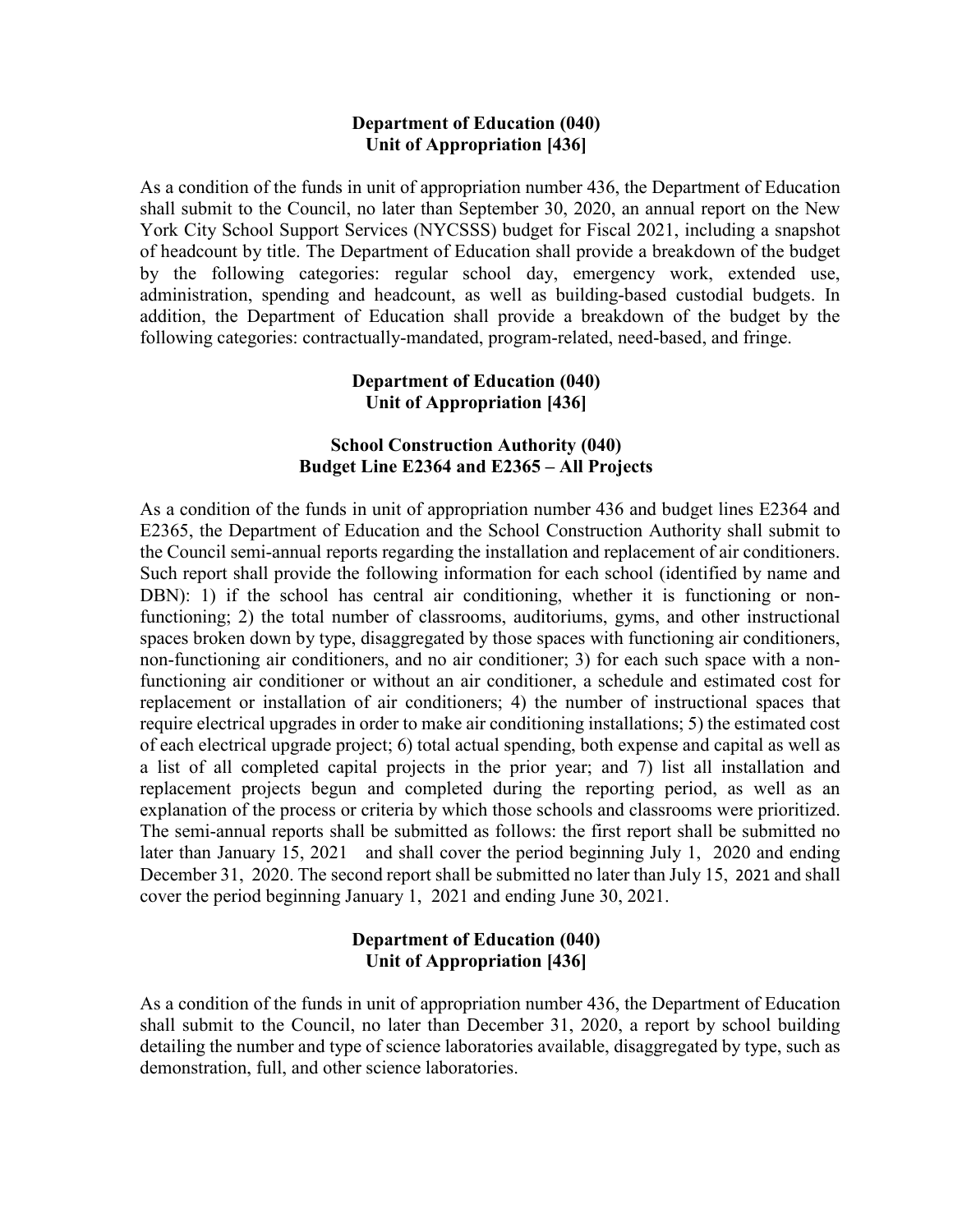**Department of Education (040)**
**Unit of Appropriation [436]**

As a condition of the funds in unit of appropriation number 436, the Department of Education shall submit to the Council, no later than September 30, 2020, an annual report on the New York City School Support Services (NYCSSS) budget for Fiscal 2021, including a snapshot of headcount by title. The Department of Education shall provide a breakdown of the budget by the following categories: regular school day, emergency work, extended use, administration, spending and headcount, as well as building-based custodial budgets. In addition, the Department of Education shall provide a breakdown of the budget by the following categories: contractually-mandated, program-related, need-based, and fringe.

**Department of Education (040)**
**Unit of Appropriation [436]**

**School Construction Authority (040)**
**Budget Line E2364 and E2365 – All Projects**

As a condition of the funds in unit of appropriation number 436 and budget lines E2364 and E2365, the Department of Education and the School Construction Authority shall submit to the Council semi-annual reports regarding the installation and replacement of air conditioners. Such report shall provide the following information for each school (identified by name and DBN): 1) if the school has central air conditioning, whether it is functioning or non-functioning; 2) the total number of classrooms, auditoriums, gyms, and other instructional spaces broken down by type, disaggregated by those spaces with functioning air conditioners, non-functioning air conditioners, and no air conditioner; 3) for each such space with a non-functioning air conditioner or without an air conditioner, a schedule and estimated cost for replacement or installation of air conditioners; 4) the number of instructional spaces that require electrical upgrades in order to make air conditioning installations; 5) the estimated cost of each electrical upgrade project; 6) total actual spending, both expense and capital as well as a list of all completed capital projects in the prior year; and 7) list all installation and replacement projects begun and completed during the reporting period, as well as an explanation of the process or criteria by which those schools and classrooms were prioritized. The semi-annual reports shall be submitted as follows: the first report shall be submitted no later than January 15, 2021 and shall cover the period beginning July 1, 2020 and ending December 31, 2020. The second report shall be submitted no later than July 15, 2021 and shall cover the period beginning January 1, 2021 and ending June 30, 2021.

**Department of Education (040)**
**Unit of Appropriation [436]**

As a condition of the funds in unit of appropriation number 436, the Department of Education shall submit to the Council, no later than December 31, 2020, a report by school building detailing the number and type of science laboratories available, disaggregated by type, such as demonstration, full, and other science laboratories.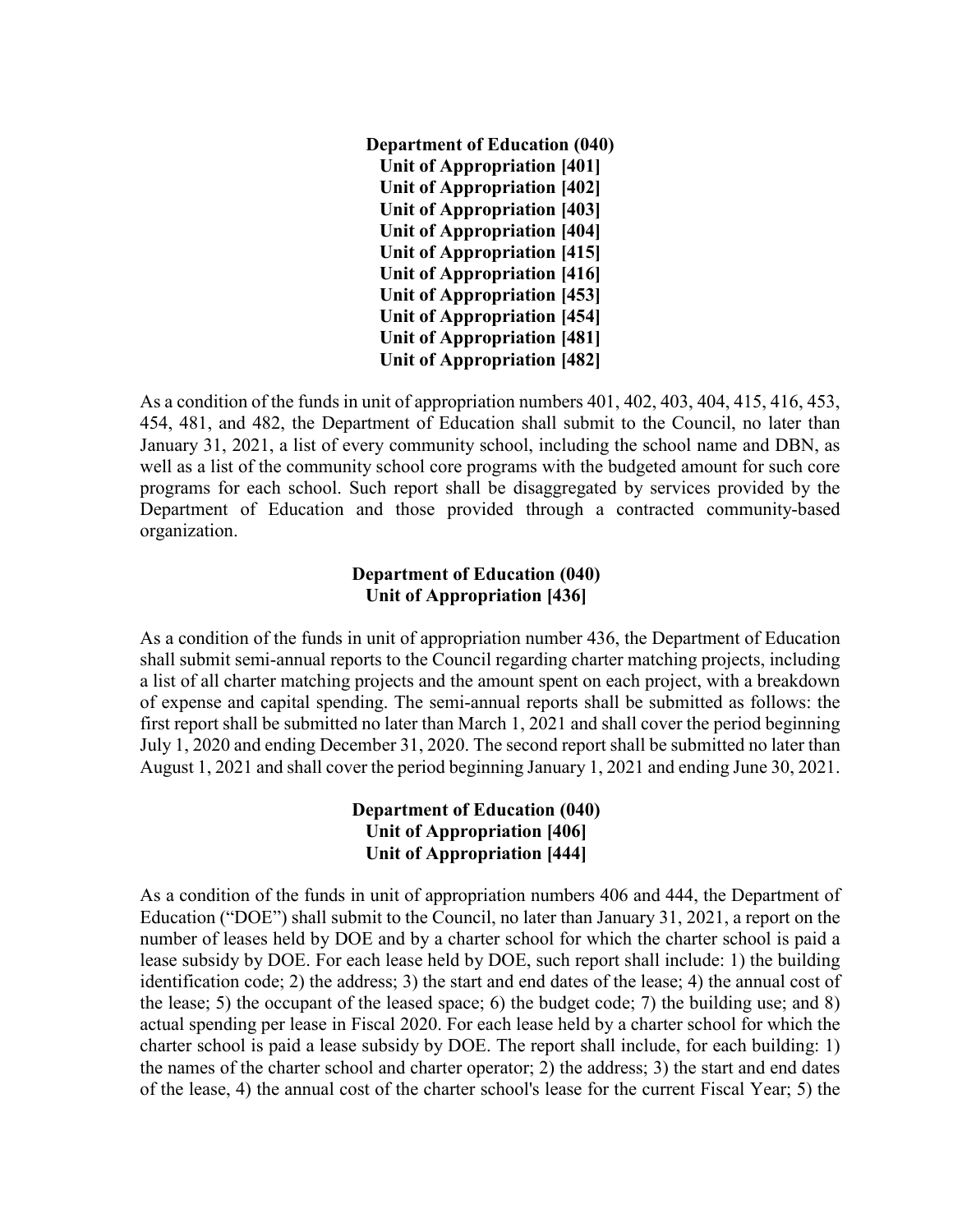**Department of Education (040)**
**Unit of Appropriation [401]**
**Unit of Appropriation [402]**
**Unit of Appropriation [403]**
**Unit of Appropriation [404]**
**Unit of Appropriation [415]**
**Unit of Appropriation [416]**
**Unit of Appropriation [453]**
**Unit of Appropriation [454]**
**Unit of Appropriation [481]**
**Unit of Appropriation [482]**

As a condition of the funds in unit of appropriation numbers 401, 402, 403, 404, 415, 416, 453, 454, 481, and 482, the Department of Education shall submit to the Council, no later than January 31, 2021, a list of every community school, including the school name and DBN, as well as a list of the community school core programs with the budgeted amount for such core programs for each school. Such report shall be disaggregated by services provided by the Department of Education and those provided through a contracted community-based organization.

**Department of Education (040)**
**Unit of Appropriation [436]**

As a condition of the funds in unit of appropriation number 436, the Department of Education shall submit semi-annual reports to the Council regarding charter matching projects, including a list of all charter matching projects and the amount spent on each project, with a breakdown of expense and capital spending. The semi-annual reports shall be submitted as follows: the first report shall be submitted no later than March 1, 2021 and shall cover the period beginning July 1, 2020 and ending December 31, 2020. The second report shall be submitted no later than August 1, 2021 and shall cover the period beginning January 1, 2021 and ending June 30, 2021.

**Department of Education (040)**
**Unit of Appropriation [406]**
**Unit of Appropriation [444]**

As a condition of the funds in unit of appropriation numbers 406 and 444, the Department of Education ("DOE") shall submit to the Council, no later than January 31, 2021, a report on the number of leases held by DOE and by a charter school for which the charter school is paid a lease subsidy by DOE. For each lease held by DOE, such report shall include: 1) the building identification code; 2) the address; 3) the start and end dates of the lease; 4) the annual cost of the lease; 5) the occupant of the leased space; 6) the budget code; 7) the building use; and 8) actual spending per lease in Fiscal 2020. For each lease held by a charter school for which the charter school is paid a lease subsidy by DOE. The report shall include, for each building: 1) the names of the charter school and charter operator; 2) the address; 3) the start and end dates of the lease, 4) the annual cost of the charter school's lease for the current Fiscal Year; 5) the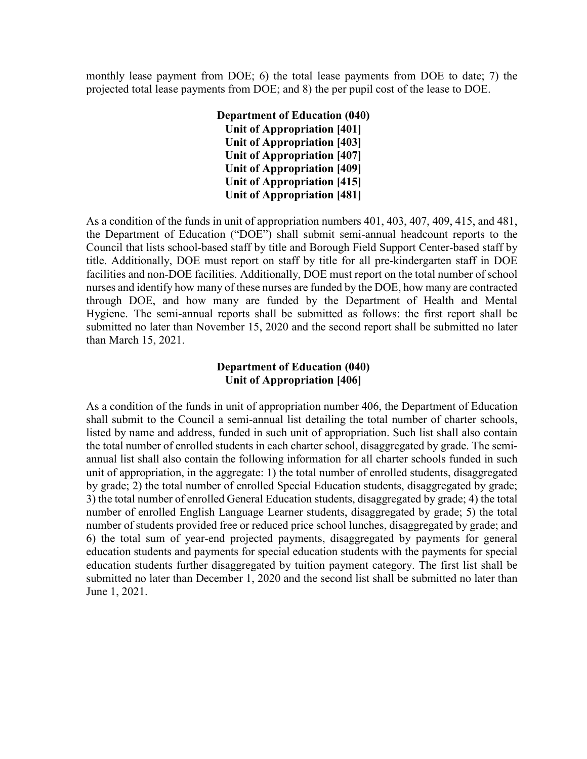monthly lease payment from DOE; 6) the total lease payments from DOE to date; 7) the projected total lease payments from DOE; and 8) the per pupil cost of the lease to DOE.

**Department of Education (040)**
**Unit of Appropriation [401]**
**Unit of Appropriation [403]**
**Unit of Appropriation [407]**
**Unit of Appropriation [409]**
**Unit of Appropriation [415]**
**Unit of Appropriation [481]**

As a condition of the funds in unit of appropriation numbers 401, 403, 407, 409, 415, and 481, the Department of Education ("DOE") shall submit semi-annual headcount reports to the Council that lists school-based staff by title and Borough Field Support Center-based staff by title. Additionally, DOE must report on staff by title for all pre-kindergarten staff in DOE facilities and non-DOE facilities. Additionally, DOE must report on the total number of school nurses and identify how many of these nurses are funded by the DOE, how many are contracted through DOE, and how many are funded by the Department of Health and Mental Hygiene. The semi-annual reports shall be submitted as follows: the first report shall be submitted no later than November 15, 2020 and the second report shall be submitted no later than March 15, 2021.

**Department of Education (040)**
**Unit of Appropriation [406]**

As a condition of the funds in unit of appropriation number 406, the Department of Education shall submit to the Council a semi-annual list detailing the total number of charter schools, listed by name and address, funded in such unit of appropriation. Such list shall also contain the total number of enrolled students in each charter school, disaggregated by grade. The semi-annual list shall also contain the following information for all charter schools funded in such unit of appropriation, in the aggregate: 1) the total number of enrolled students, disaggregated by grade; 2) the total number of enrolled Special Education students, disaggregated by grade; 3) the total number of enrolled General Education students, disaggregated by grade; 4) the total number of enrolled English Language Learner students, disaggregated by grade; 5) the total number of students provided free or reduced price school lunches, disaggregated by grade; and 6) the total sum of year-end projected payments, disaggregated by payments for general education students and payments for special education students with the payments for special education students further disaggregated by tuition payment category. The first list shall be submitted no later than December 1, 2020 and the second list shall be submitted no later than June 1, 2021.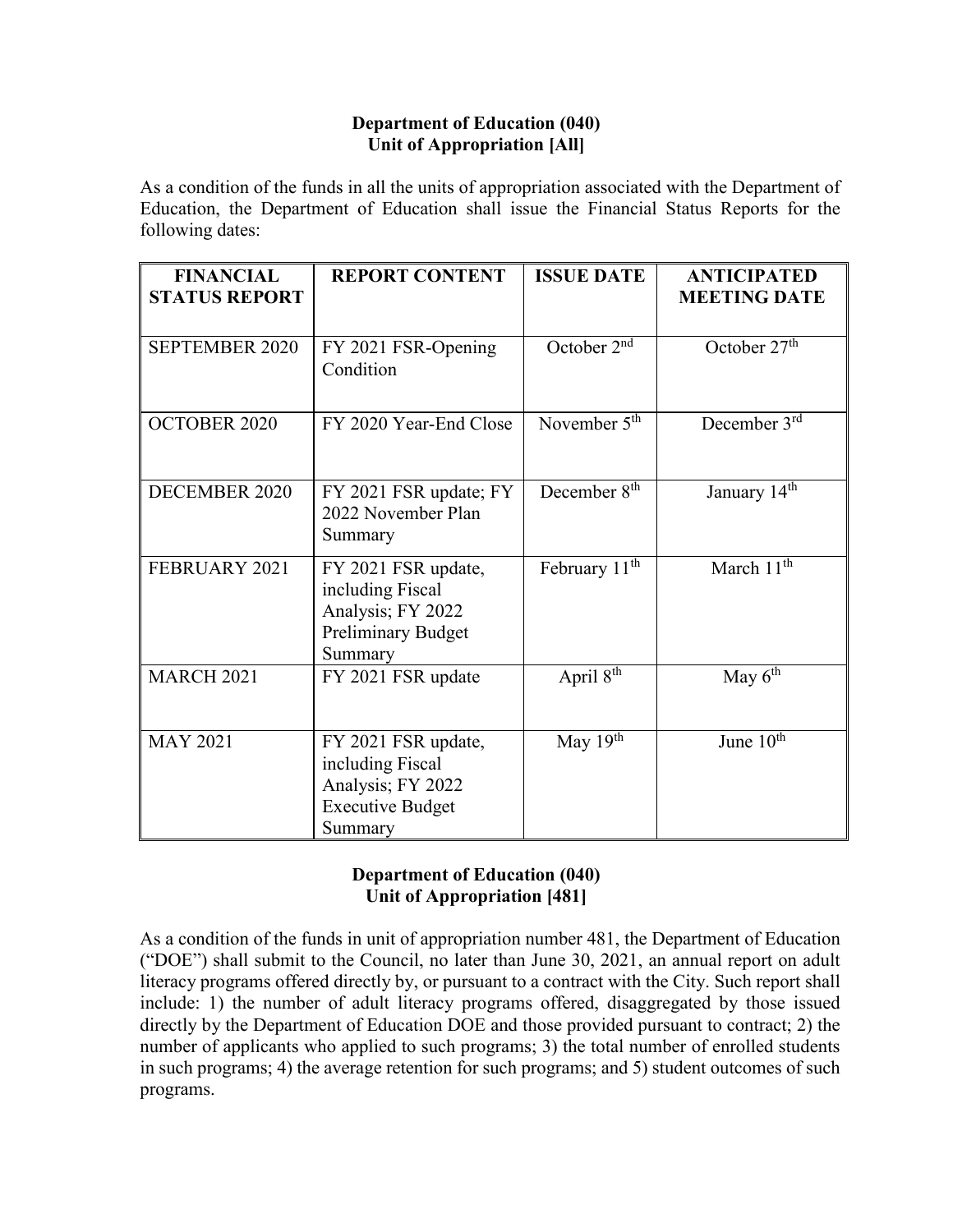**Department of Education (040)**
**Unit of Appropriation [All]**

As a condition of the funds in all the units of appropriation associated with the Department of Education, the Department of Education shall issue the Financial Status Reports for the following dates:

| FINANCIAL STATUS REPORT | REPORT CONTENT | ISSUE DATE | ANTICIPATED MEETING DATE |
|---|---|---|---|
| SEPTEMBER 2020 | FY 2021 FSR-Opening Condition | October 2nd | October 27th |
| OCTOBER 2020 | FY 2020 Year-End Close | November 5th | December 3rd |
| DECEMBER 2020 | FY 2021 FSR update; FY 2022 November Plan Summary | December 8th | January 14th |
| FEBRUARY 2021 | FY 2021 FSR update, including Fiscal Analysis; FY 2022 Preliminary Budget Summary | February 11th | March 11th |
| MARCH 2021 | FY 2021 FSR update | April 8th | May 6th |
| MAY 2021 | FY 2021 FSR update, including Fiscal Analysis; FY 2022 Executive Budget Summary | May 19th | June 10th |

**Department of Education (040)**
**Unit of Appropriation [481]**

As a condition of the funds in unit of appropriation number 481, the Department of Education ("DOE") shall submit to the Council, no later than June 30, 2021, an annual report on adult literacy programs offered directly by, or pursuant to a contract with the City. Such report shall include: 1) the number of adult literacy programs offered, disaggregated by those issued directly by the Department of Education DOE and those provided pursuant to contract; 2) the number of applicants who applied to such programs; 3) the total number of enrolled students in such programs; 4) the average retention for such programs; and 5) student outcomes of such programs.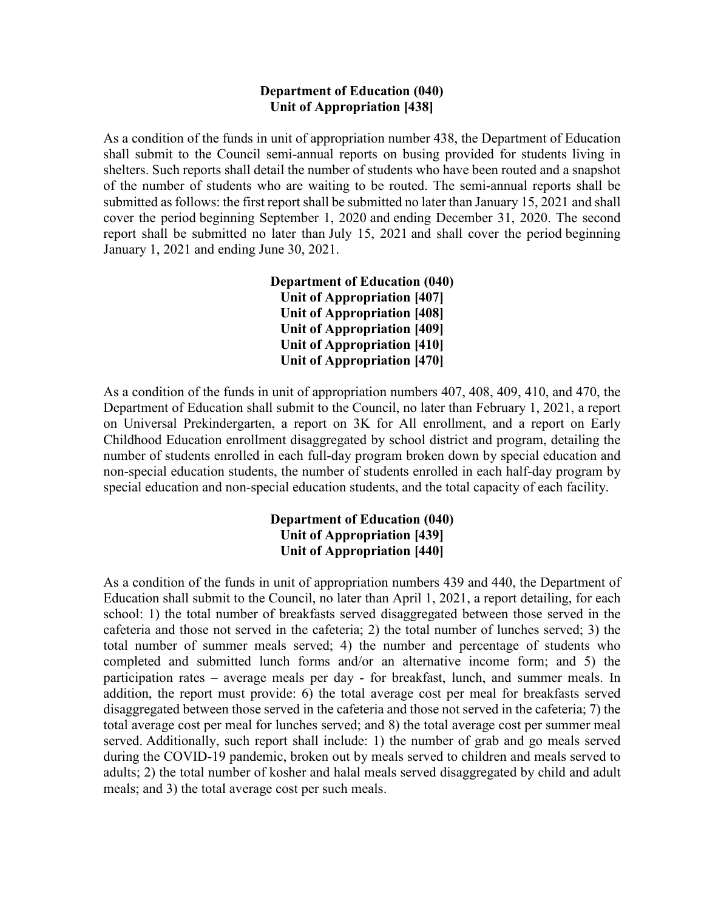**Department of Education (040)**
**Unit of Appropriation [438]**

As a condition of the funds in unit of appropriation number 438, the Department of Education shall submit to the Council semi-annual reports on busing provided for students living in shelters. Such reports shall detail the number of students who have been routed and a snapshot of the number of students who are waiting to be routed. The semi-annual reports shall be submitted as follows: the first report shall be submitted no later than January 15, 2021 and shall cover the period beginning September 1, 2020 and ending December 31, 2020. The second report shall be submitted no later than July 15, 2021 and shall cover the period beginning January 1, 2021 and ending June 30, 2021.

**Department of Education (040)**
**Unit of Appropriation [407]**
**Unit of Appropriation [408]**
**Unit of Appropriation [409]**
**Unit of Appropriation [410]**
**Unit of Appropriation [470]**

As a condition of the funds in unit of appropriation numbers 407, 408, 409, 410, and 470, the Department of Education shall submit to the Council, no later than February 1, 2021, a report on Universal Prekindergarten, a report on 3K for All enrollment, and a report on Early Childhood Education enrollment disaggregated by school district and program, detailing the number of students enrolled in each full-day program broken down by special education and non-special education students, the number of students enrolled in each half-day program by special education and non-special education students, and the total capacity of each facility.

**Department of Education (040)**
**Unit of Appropriation [439]**
**Unit of Appropriation [440]**

As a condition of the funds in unit of appropriation numbers 439 and 440, the Department of Education shall submit to the Council, no later than April 1, 2021, a report detailing, for each school: 1) the total number of breakfasts served disaggregated between those served in the cafeteria and those not served in the cafeteria; 2) the total number of lunches served; 3) the total number of summer meals served; 4) the number and percentage of students who completed and submitted lunch forms and/or an alternative income form; and 5) the participation rates – average meals per day - for breakfast, lunch, and summer meals. In addition, the report must provide: 6) the total average cost per meal for breakfasts served disaggregated between those served in the cafeteria and those not served in the cafeteria; 7) the total average cost per meal for lunches served; and 8) the total average cost per summer meal served. Additionally, such report shall include: 1) the number of grab and go meals served during the COVID-19 pandemic, broken out by meals served to children and meals served to adults; 2) the total number of kosher and halal meals served disaggregated by child and adult meals; and 3) the total average cost per such meals.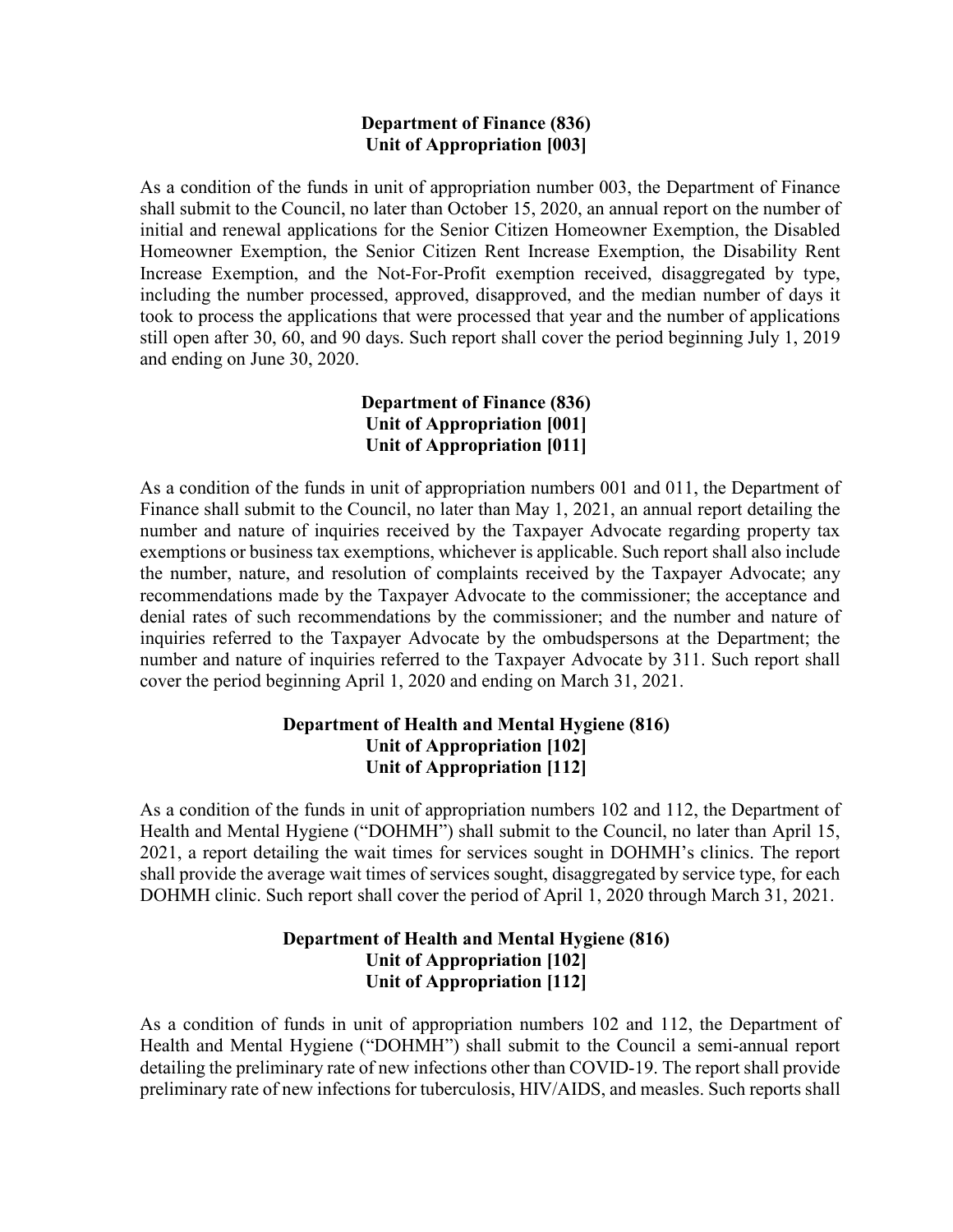**Department of Finance (836)**
**Unit of Appropriation [003]**

As a condition of the funds in unit of appropriation number 003, the Department of Finance shall submit to the Council, no later than October 15, 2020, an annual report on the number of initial and renewal applications for the Senior Citizen Homeowner Exemption, the Disabled Homeowner Exemption, the Senior Citizen Rent Increase Exemption, the Disability Rent Increase Exemption, and the Not-For-Profit exemption received, disaggregated by type, including the number processed, approved, disapproved, and the median number of days it took to process the applications that were processed that year and the number of applications still open after 30, 60, and 90 days. Such report shall cover the period beginning July 1, 2019 and ending on June 30, 2020.

**Department of Finance (836)**
**Unit of Appropriation [001]**
**Unit of Appropriation [011]**

As a condition of the funds in unit of appropriation numbers 001 and 011, the Department of Finance shall submit to the Council, no later than May 1, 2021, an annual report detailing the number and nature of inquiries received by the Taxpayer Advocate regarding property tax exemptions or business tax exemptions, whichever is applicable. Such report shall also include the number, nature, and resolution of complaints received by the Taxpayer Advocate; any recommendations made by the Taxpayer Advocate to the commissioner; the acceptance and denial rates of such recommendations by the commissioner; and the number and nature of inquiries referred to the Taxpayer Advocate by the ombudspersons at the Department; the number and nature of inquiries referred to the Taxpayer Advocate by 311. Such report shall cover the period beginning April 1, 2020 and ending on March 31, 2021.

**Department of Health and Mental Hygiene (816)**
**Unit of Appropriation [102]**
**Unit of Appropriation [112]**

As a condition of the funds in unit of appropriation numbers 102 and 112, the Department of Health and Mental Hygiene ("DOHMH") shall submit to the Council, no later than April 15, 2021, a report detailing the wait times for services sought in DOHMH's clinics. The report shall provide the average wait times of services sought, disaggregated by service type, for each DOHMH clinic. Such report shall cover the period of April 1, 2020 through March 31, 2021.

**Department of Health and Mental Hygiene (816)**
**Unit of Appropriation [102]**
**Unit of Appropriation [112]**

As a condition of funds in unit of appropriation numbers 102 and 112, the Department of Health and Mental Hygiene ("DOHMH") shall submit to the Council a semi-annual report detailing the preliminary rate of new infections other than COVID-19. The report shall provide preliminary rate of new infections for tuberculosis, HIV/AIDS, and measles. Such reports shall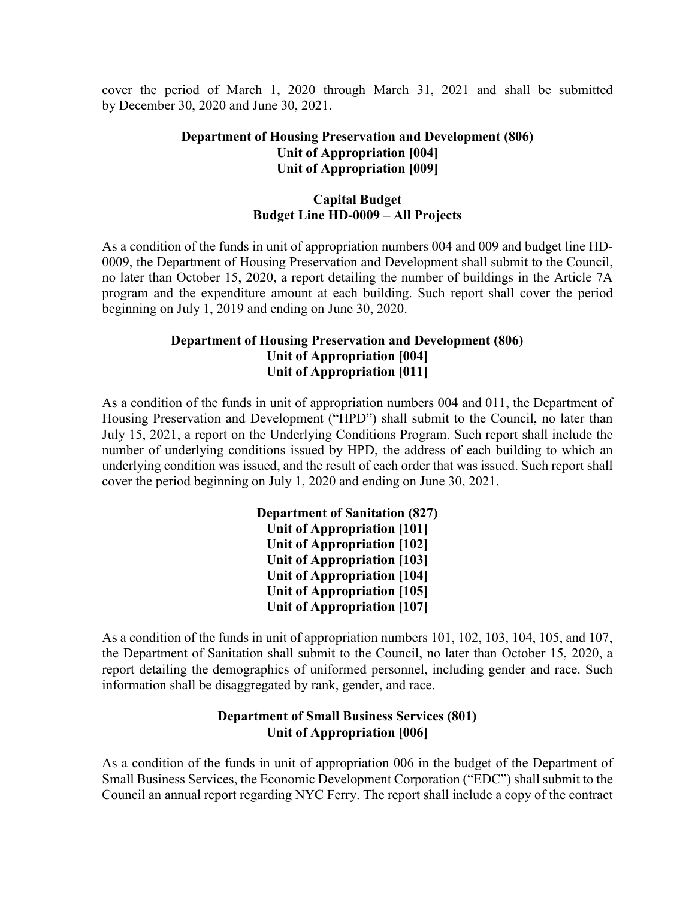cover the period of March 1, 2020 through March 31, 2021 and shall be submitted by December 30, 2020 and June 30, 2021.

**Department of Housing Preservation and Development (806)**
**Unit of Appropriation [004]**
**Unit of Appropriation [009]**

**Capital Budget**
**Budget Line HD-0009 – All Projects**

As a condition of the funds in unit of appropriation numbers 004 and 009 and budget line HD-0009, the Department of Housing Preservation and Development shall submit to the Council, no later than October 15, 2020, a report detailing the number of buildings in the Article 7A program and the expenditure amount at each building. Such report shall cover the period beginning on July 1, 2019 and ending on June 30, 2020.

**Department of Housing Preservation and Development (806)**
**Unit of Appropriation [004]**
**Unit of Appropriation [011]**

As a condition of the funds in unit of appropriation numbers 004 and 011, the Department of Housing Preservation and Development ("HPD") shall submit to the Council, no later than July 15, 2021, a report on the Underlying Conditions Program. Such report shall include the number of underlying conditions issued by HPD, the address of each building to which an underlying condition was issued, and the result of each order that was issued. Such report shall cover the period beginning on July 1, 2020 and ending on June 30, 2021.

**Department of Sanitation (827)**
**Unit of Appropriation [101]**
**Unit of Appropriation [102]**
**Unit of Appropriation [103]**
**Unit of Appropriation [104]**
**Unit of Appropriation [105]**
**Unit of Appropriation [107]**

As a condition of the funds in unit of appropriation numbers 101, 102, 103, 104, 105, and 107, the Department of Sanitation shall submit to the Council, no later than October 15, 2020, a report detailing the demographics of uniformed personnel, including gender and race. Such information shall be disaggregated by rank, gender, and race.

**Department of Small Business Services (801)**
**Unit of Appropriation [006]**

As a condition of the funds in unit of appropriation 006 in the budget of the Department of Small Business Services, the Economic Development Corporation ("EDC") shall submit to the Council an annual report regarding NYC Ferry. The report shall include a copy of the contract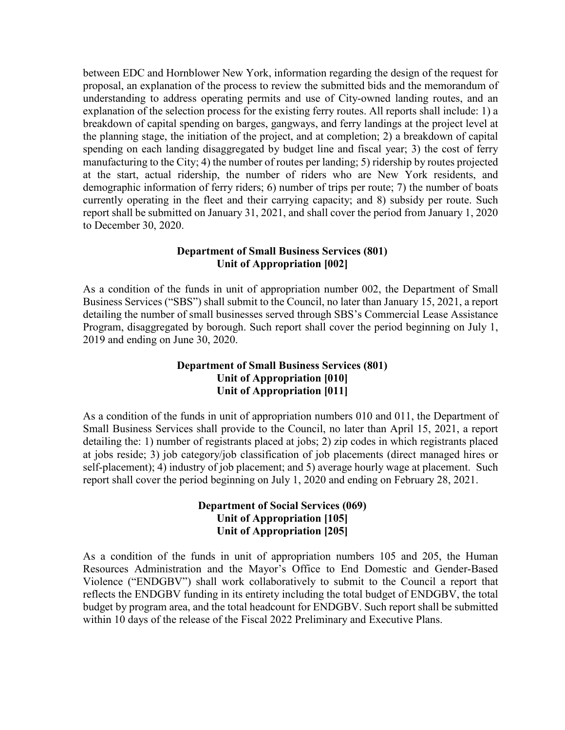between EDC and Hornblower New York, information regarding the design of the request for proposal, an explanation of the process to review the submitted bids and the memorandum of understanding to address operating permits and use of City-owned landing routes, and an explanation of the selection process for the existing ferry routes. All reports shall include: 1) a breakdown of capital spending on barges, gangways, and ferry landings at the project level at the planning stage, the initiation of the project, and at completion; 2) a breakdown of capital spending on each landing disaggregated by budget line and fiscal year; 3) the cost of ferry manufacturing to the City; 4) the number of routes per landing; 5) ridership by routes projected at the start, actual ridership, the number of riders who are New York residents, and demographic information of ferry riders; 6) number of trips per route; 7) the number of boats currently operating in the fleet and their carrying capacity; and 8) subsidy per route. Such report shall be submitted on January 31, 2021, and shall cover the period from January 1, 2020 to December 30, 2020.

**Department of Small Business Services (801)**
**Unit of Appropriation [002]**

As a condition of the funds in unit of appropriation number 002, the Department of Small Business Services ("SBS") shall submit to the Council, no later than January 15, 2021, a report detailing the number of small businesses served through SBS's Commercial Lease Assistance Program, disaggregated by borough. Such report shall cover the period beginning on July 1, 2019 and ending on June 30, 2020.

**Department of Small Business Services (801)**
**Unit of Appropriation [010]**
**Unit of Appropriation [011]**

As a condition of the funds in unit of appropriation numbers 010 and 011, the Department of Small Business Services shall provide to the Council, no later than April 15, 2021, a report detailing the: 1) number of registrants placed at jobs; 2) zip codes in which registrants placed at jobs reside; 3) job category/job classification of job placements (direct managed hires or self-placement); 4) industry of job placement; and 5) average hourly wage at placement. Such report shall cover the period beginning on July 1, 2020 and ending on February 28, 2021.

**Department of Social Services (069)**
**Unit of Appropriation [105]**
**Unit of Appropriation [205]**

As a condition of the funds in unit of appropriation numbers 105 and 205, the Human Resources Administration and the Mayor's Office to End Domestic and Gender-Based Violence ("ENDGBV") shall work collaboratively to submit to the Council a report that reflects the ENDGBV funding in its entirety including the total budget of ENDGBV, the total budget by program area, and the total headcount for ENDGBV. Such report shall be submitted within 10 days of the release of the Fiscal 2022 Preliminary and Executive Plans.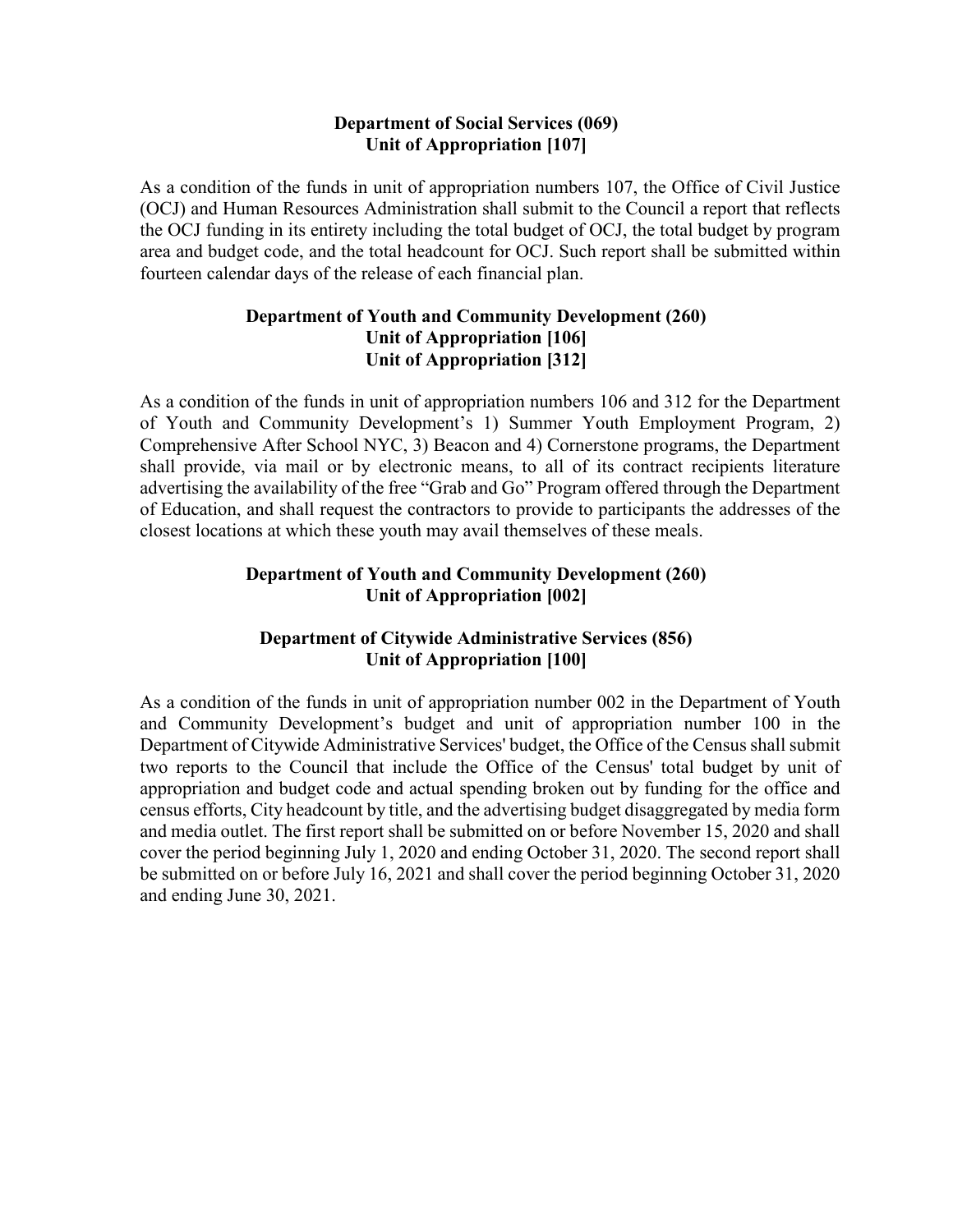**Department of Social Services (069)**
**Unit of Appropriation [107]**

As a condition of the funds in unit of appropriation numbers 107, the Office of Civil Justice (OCJ) and Human Resources Administration shall submit to the Council a report that reflects the OCJ funding in its entirety including the total budget of OCJ, the total budget by program area and budget code, and the total headcount for OCJ. Such report shall be submitted within fourteen calendar days of the release of each financial plan.

**Department of Youth and Community Development (260)**
**Unit of Appropriation [106]**
**Unit of Appropriation [312]**

As a condition of the funds in unit of appropriation numbers 106 and 312 for the Department of Youth and Community Development's 1) Summer Youth Employment Program, 2) Comprehensive After School NYC, 3) Beacon and 4) Cornerstone programs, the Department shall provide, via mail or by electronic means, to all of its contract recipients literature advertising the availability of the free "Grab and Go" Program offered through the Department of Education, and shall request the contractors to provide to participants the addresses of the closest locations at which these youth may avail themselves of these meals.

**Department of Youth and Community Development (260)**
**Unit of Appropriation [002]**

**Department of Citywide Administrative Services (856)**
**Unit of Appropriation [100]**

As a condition of the funds in unit of appropriation number 002 in the Department of Youth and Community Development's budget and unit of appropriation number 100 in the Department of Citywide Administrative Services' budget, the Office of the Census shall submit two reports to the Council that include the Office of the Census' total budget by unit of appropriation and budget code and actual spending broken out by funding for the office and census efforts, City headcount by title, and the advertising budget disaggregated by media form and media outlet. The first report shall be submitted on or before November 15, 2020 and shall cover the period beginning July 1, 2020 and ending October 31, 2020. The second report shall be submitted on or before July 16, 2021 and shall cover the period beginning October 31, 2020 and ending June 30, 2021.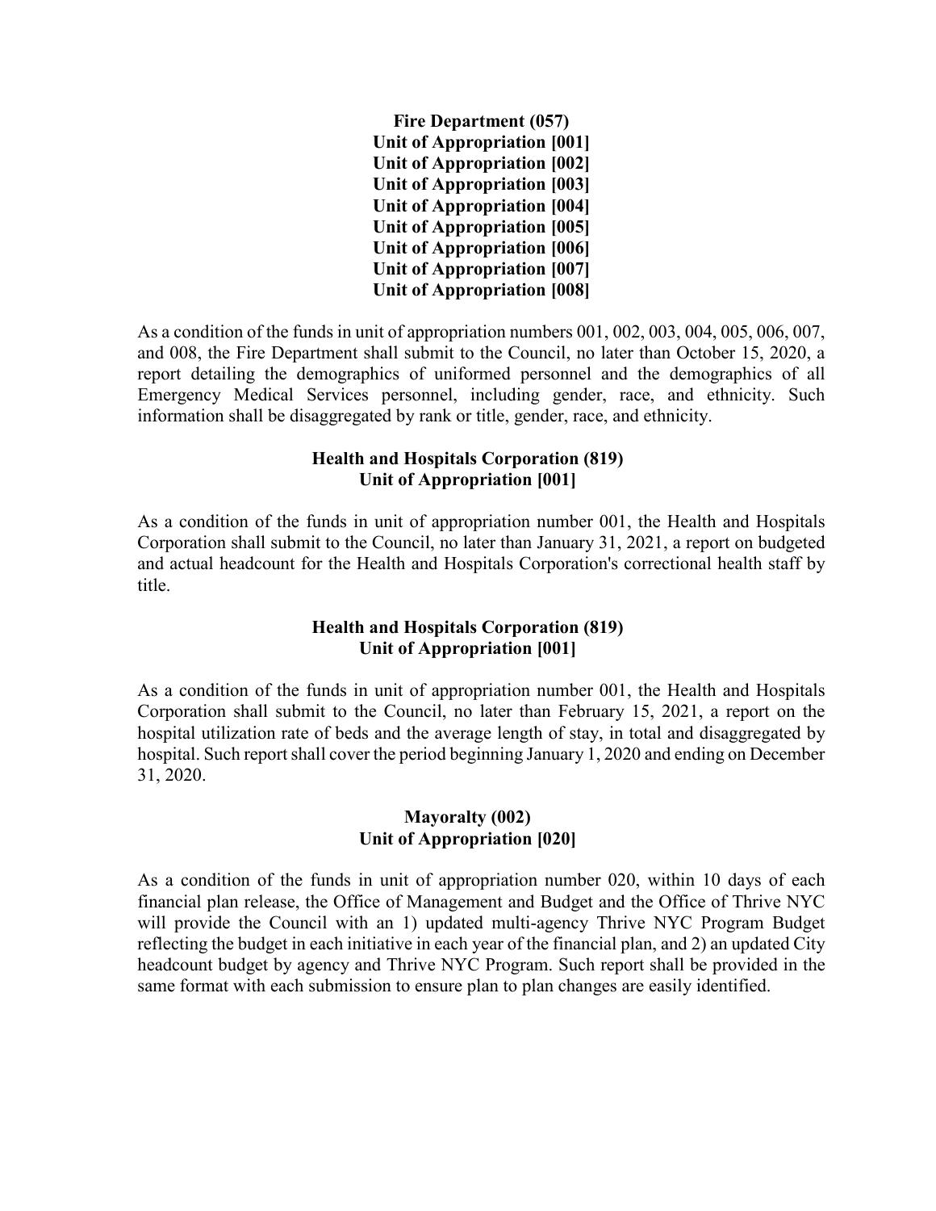**Fire Department (057)**
**Unit of Appropriation [001]**
**Unit of Appropriation [002]**
**Unit of Appropriation [003]**
**Unit of Appropriation [004]**
**Unit of Appropriation [005]**
**Unit of Appropriation [006]**
**Unit of Appropriation [007]**
**Unit of Appropriation [008]**

As a condition of the funds in unit of appropriation numbers 001, 002, 003, 004, 005, 006, 007, and 008, the Fire Department shall submit to the Council, no later than October 15, 2020, a report detailing the demographics of uniformed personnel and the demographics of all Emergency Medical Services personnel, including gender, race, and ethnicity. Such information shall be disaggregated by rank or title, gender, race, and ethnicity.

**Health and Hospitals Corporation (819)**
**Unit of Appropriation [001]**

As a condition of the funds in unit of appropriation number 001, the Health and Hospitals Corporation shall submit to the Council, no later than January 31, 2021, a report on budgeted and actual headcount for the Health and Hospitals Corporation's correctional health staff by title.

**Health and Hospitals Corporation (819)**
**Unit of Appropriation [001]**

As a condition of the funds in unit of appropriation number 001, the Health and Hospitals Corporation shall submit to the Council, no later than February 15, 2021, a report on the hospital utilization rate of beds and the average length of stay, in total and disaggregated by hospital. Such report shall cover the period beginning January 1, 2020 and ending on December 31, 2020.

**Mayoralty (002)**
**Unit of Appropriation [020]**

As a condition of the funds in unit of appropriation number 020, within 10 days of each financial plan release, the Office of Management and Budget and the Office of Thrive NYC will provide the Council with an 1) updated multi-agency Thrive NYC Program Budget reflecting the budget in each initiative in each year of the financial plan, and 2) an updated City headcount budget by agency and Thrive NYC Program. Such report shall be provided in the same format with each submission to ensure plan to plan changes are easily identified.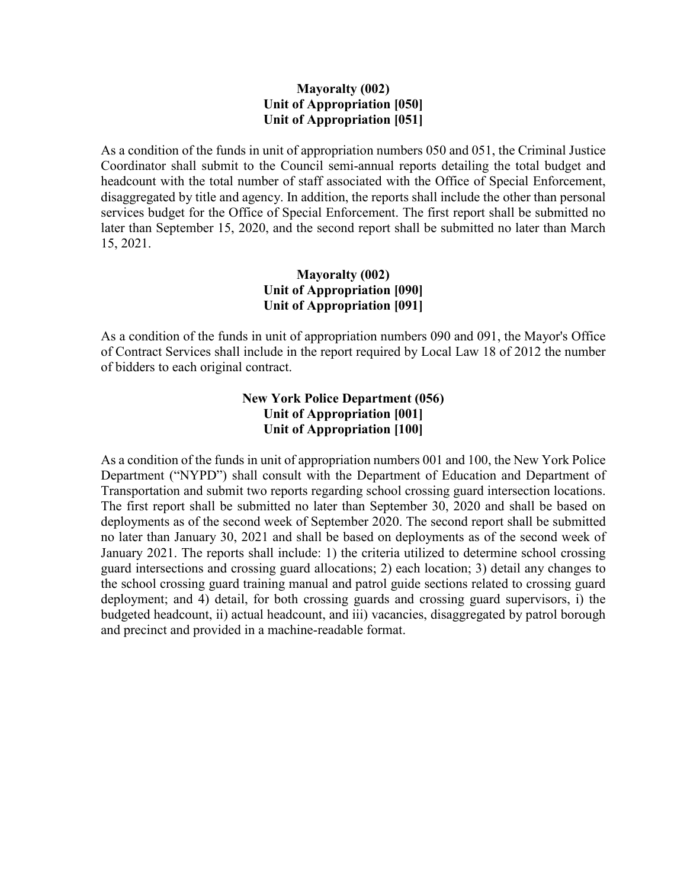**Mayoralty (002)**
**Unit of Appropriation [050]**
**Unit of Appropriation [051]**

As a condition of the funds in unit of appropriation numbers 050 and 051, the Criminal Justice Coordinator shall submit to the Council semi-annual reports detailing the total budget and headcount with the total number of staff associated with the Office of Special Enforcement, disaggregated by title and agency. In addition, the reports shall include the other than personal services budget for the Office of Special Enforcement. The first report shall be submitted no later than September 15, 2020, and the second report shall be submitted no later than March 15, 2021.

**Mayoralty (002)**
**Unit of Appropriation [090]**
**Unit of Appropriation [091]**

As a condition of the funds in unit of appropriation numbers 090 and 091, the Mayor's Office of Contract Services shall include in the report required by Local Law 18 of 2012 the number of bidders to each original contract.

**New York Police Department (056)**
**Unit of Appropriation [001]**
**Unit of Appropriation [100]**

As a condition of the funds in unit of appropriation numbers 001 and 100, the New York Police Department ("NYPD") shall consult with the Department of Education and Department of Transportation and submit two reports regarding school crossing guard intersection locations. The first report shall be submitted no later than September 30, 2020 and shall be based on deployments as of the second week of September 2020. The second report shall be submitted no later than January 30, 2021 and shall be based on deployments as of the second week of January 2021. The reports shall include: 1) the criteria utilized to determine school crossing guard intersections and crossing guard allocations; 2) each location; 3) detail any changes to the school crossing guard training manual and patrol guide sections related to crossing guard deployment; and 4) detail, for both crossing guards and crossing guard supervisors, i) the budgeted headcount, ii) actual headcount, and iii) vacancies, disaggregated by patrol borough and precinct and provided in a machine-readable format.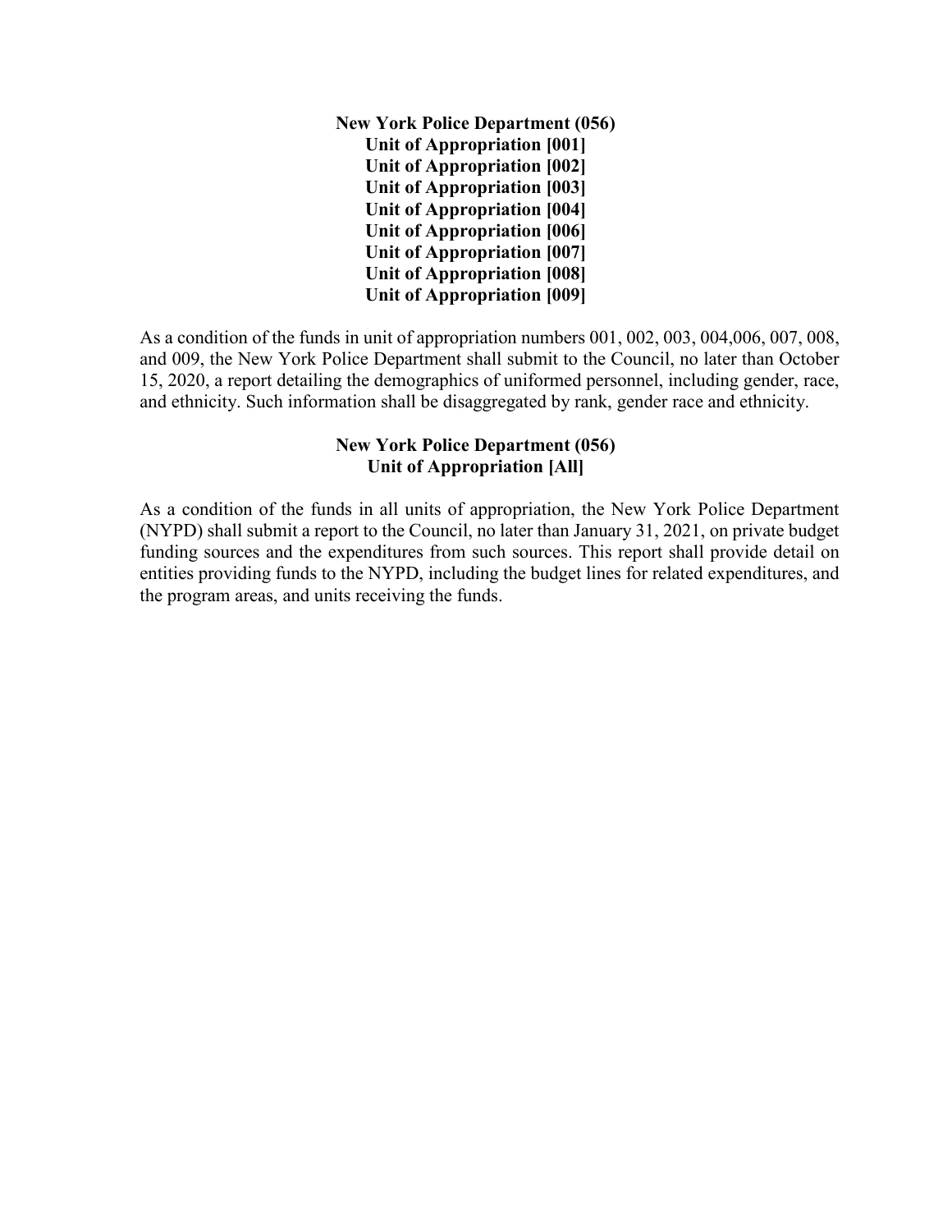**New York Police Department (056)**
**Unit of Appropriation [001]**
**Unit of Appropriation [002]**
**Unit of Appropriation [003]**
**Unit of Appropriation [004]**
**Unit of Appropriation [006]**
**Unit of Appropriation [007]**
**Unit of Appropriation [008]**
**Unit of Appropriation [009]**

As a condition of the funds in unit of appropriation numbers 001, 002, 003, 004,006, 007, 008, and 009, the New York Police Department shall submit to the Council, no later than October 15, 2020, a report detailing the demographics of uniformed personnel, including gender, race, and ethnicity. Such information shall be disaggregated by rank, gender race and ethnicity.

**New York Police Department (056)**
**Unit of Appropriation [All]**

As a condition of the funds in all units of appropriation, the New York Police Department (NYPD) shall submit a report to the Council, no later than January 31, 2021, on private budget funding sources and the expenditures from such sources. This report shall provide detail on entities providing funds to the NYPD, including the budget lines for related expenditures, and the program areas, and units receiving the funds.